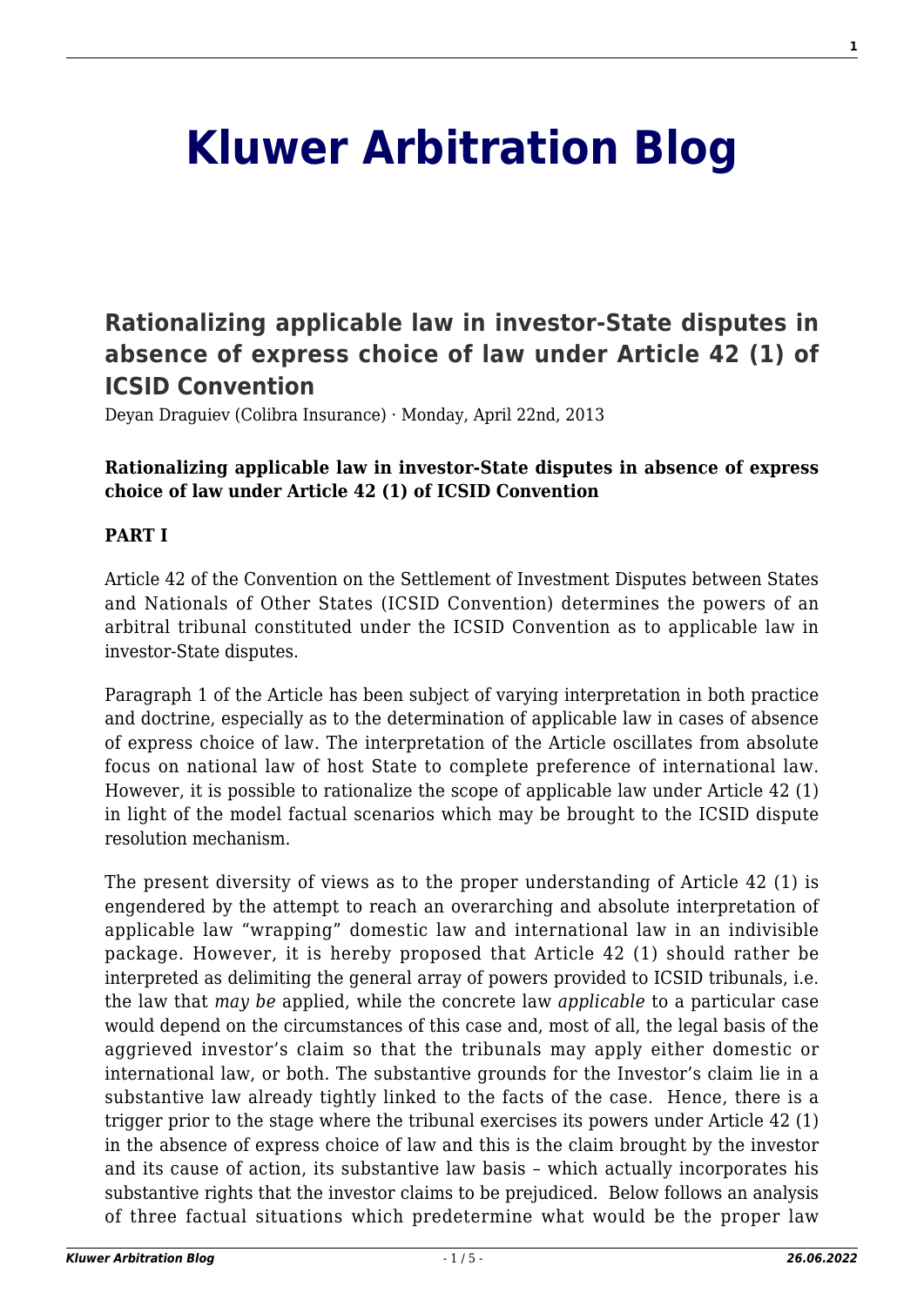# Kluwer Arbitration Blog

## Rationalizing applicable law in investor-State disputes in absence of express choice of law under Article 42 (1) of ICSID Convention

Deyan Draguiev (Colibra Insurance) · Monday, April 22nd, 2013

**Rationalizing applicable law in investor-State disputes in absence of express choice of law under Article 42 (1) of ICSID Convention**

**PART I**

Article 42 of the Convention on the Settlement of Investment Disputes between States and Nationals of Other States (ICSID Convention) determines the powers of an arbitral tribunal constituted under the ICSID Convention as to applicable law in investor-State disputes.

Paragraph 1 of the Article has been subject of varying interpretation in both practice and doctrine, especially as to the determination of applicable law in cases of absence of express choice of law. The interpretation of the Article oscillates from absolute focus on national law of host State to complete preference of international law. However, it is possible to rationalize the scope of applicable law under Article 42 (1) in light of the model factual scenarios which may be brought to the ICSID dispute resolution mechanism.

The present diversity of views as to the proper understanding of Article 42 (1) is engendered by the attempt to reach an overarching and absolute interpretation of applicable law "wrapping" domestic law and international law in an indivisible package. However, it is hereby proposed that Article 42 (1) should rather be interpreted as delimiting the general array of powers provided to ICSID tribunals, i.e. the law that *may be* applied, while the concrete law *applicable* to a particular case would depend on the circumstances of this case and, most of all, the legal basis of the aggrieved investor's claim so that the tribunals may apply either domestic or international law, or both. The substantive grounds for the Investor's claim lie in a substantive law already tightly linked to the facts of the case. Hence, there is a trigger prior to the stage where the tribunal exercises its powers under Article 42 (1) in the absence of express choice of law and this is the claim brought by the investor and its cause of action, its substantive law basis – which actually incorporates his substantive rights that the investor claims to be prejudiced. Below follows an analysis of three factual situations which predetermine what would be the proper law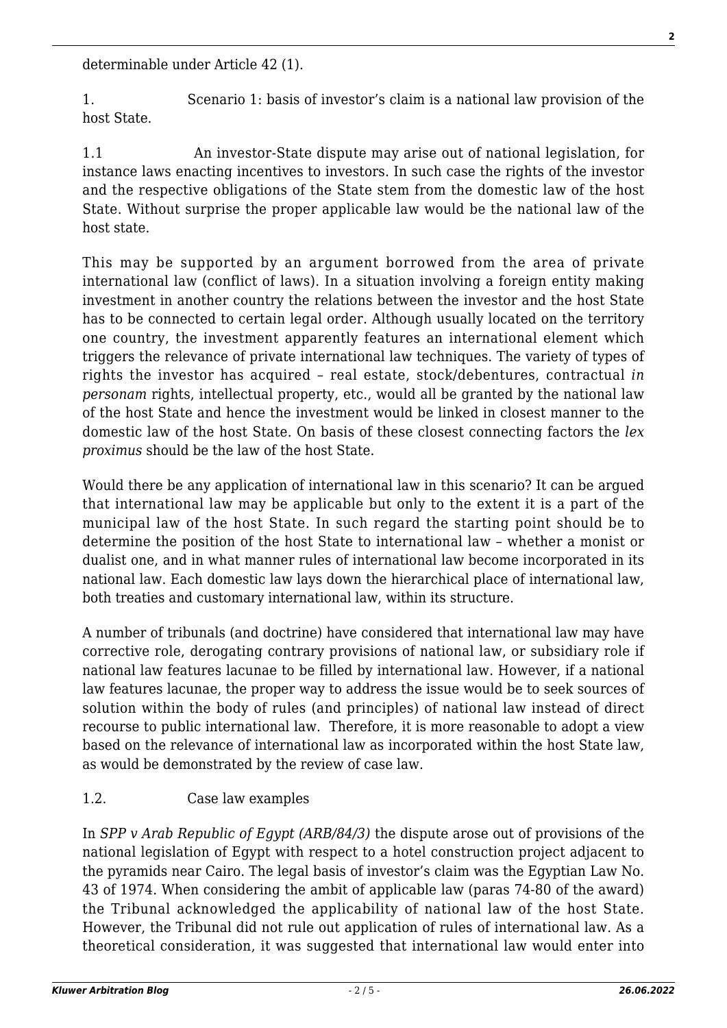determinable under Article 42 (1).

1. Scenario 1: basis of investor's claim is a national law provision of the host State.

1.1 An investor-State dispute may arise out of national legislation, for instance laws enacting incentives to investors. In such case the rights of the investor and the respective obligations of the State stem from the domestic law of the host State. Without surprise the proper applicable law would be the national law of the host state.

This may be supported by an argument borrowed from the area of private international law (conflict of laws). In a situation involving a foreign entity making investment in another country the relations between the investor and the host State has to be connected to certain legal order. Although usually located on the territory one country, the investment apparently features an international element which triggers the relevance of private international law techniques. The variety of types of rights the investor has acquired – real estate, stock/debentures, contractual *in personam* rights, intellectual property, etc., would all be granted by the national law of the host State and hence the investment would be linked in closest manner to the domestic law of the host State. On basis of these closest connecting factors the *lex proximus* should be the law of the host State.

Would there be any application of international law in this scenario? It can be argued that international law may be applicable but only to the extent it is a part of the municipal law of the host State. In such regard the starting point should be to determine the position of the host State to international law – whether a monist or dualist one, and in what manner rules of international law become incorporated in its national law. Each domestic law lays down the hierarchical place of international law, both treaties and customary international law, within its structure.

A number of tribunals (and doctrine) have considered that international law may have corrective role, derogating contrary provisions of national law, or subsidiary role if national law features lacunae to be filled by international law. However, if a national law features lacunae, the proper way to address the issue would be to seek sources of solution within the body of rules (and principles) of national law instead of direct recourse to public international law. Therefore, it is more reasonable to adopt a view based on the relevance of international law as incorporated within the host State law, as would be demonstrated by the review of case law.

1.2. Case law examples

In *SPP v Arab Republic of Egypt (ARB/84/3)* the dispute arose out of provisions of the national legislation of Egypt with respect to a hotel construction project adjacent to the pyramids near Cairo. The legal basis of investor's claim was the Egyptian Law No. 43 of 1974. When considering the ambit of applicable law (paras 74-80 of the award) the Tribunal acknowledged the applicability of national law of the host State. However, the Tribunal did not rule out application of rules of international law. As a theoretical consideration, it was suggested that international law would enter into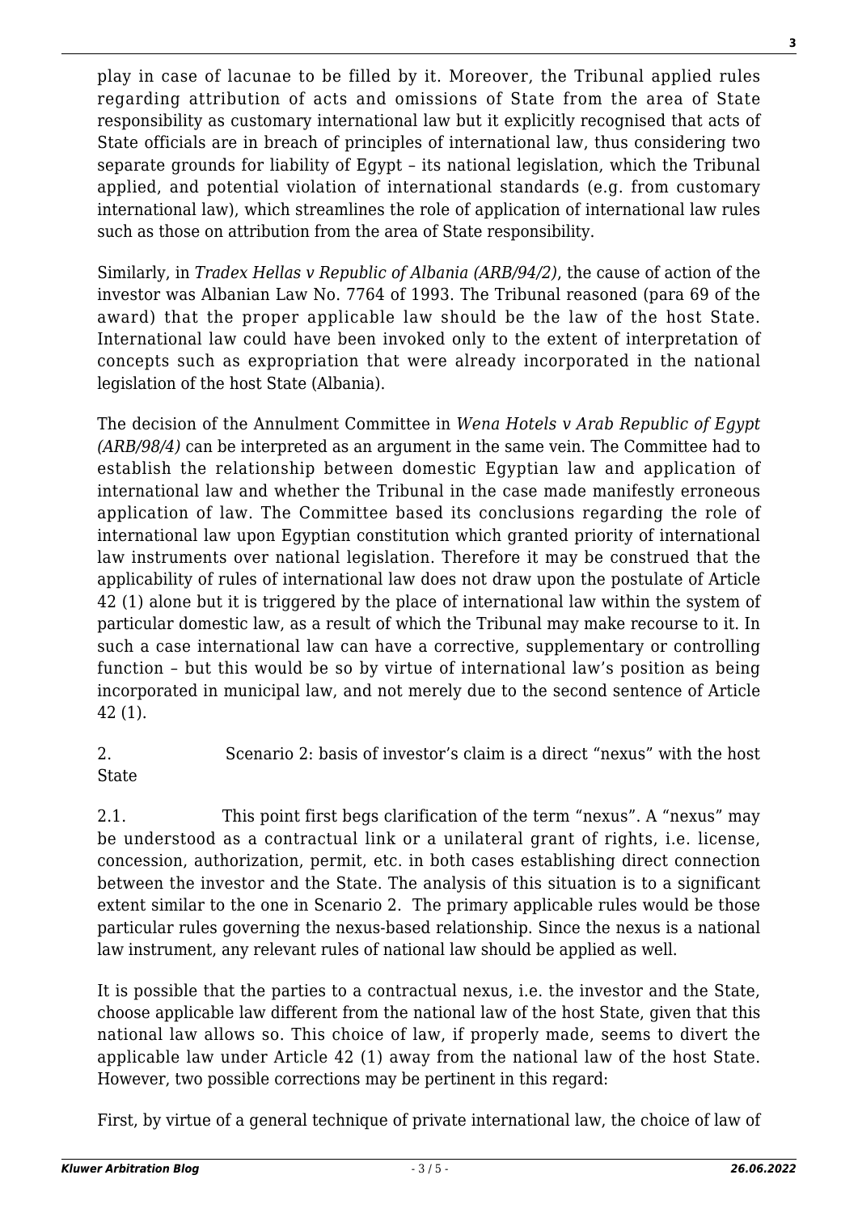play in case of lacunae to be filled by it. Moreover, the Tribunal applied rules regarding attribution of acts and omissions of State from the area of State responsibility as customary international law but it explicitly recognised that acts of State officials are in breach of principles of international law, thus considering two separate grounds for liability of Egypt – its national legislation, which the Tribunal applied, and potential violation of international standards (e.g. from customary international law), which streamlines the role of application of international law rules such as those on attribution from the area of State responsibility.

Similarly, in *Tradex Hellas v Republic of Albania (ARB/94/2)*, the cause of action of the investor was Albanian Law No. 7764 of 1993. The Tribunal reasoned (para 69 of the award) that the proper applicable law should be the law of the host State. International law could have been invoked only to the extent of interpretation of concepts such as expropriation that were already incorporated in the national legislation of the host State (Albania).

The decision of the Annulment Committee in *Wena Hotels v Arab Republic of Egypt (ARB/98/4)* can be interpreted as an argument in the same vein. The Committee had to establish the relationship between domestic Egyptian law and application of international law and whether the Tribunal in the case made manifestly erroneous application of law. The Committee based its conclusions regarding the role of international law upon Egyptian constitution which granted priority of international law instruments over national legislation. Therefore it may be construed that the applicability of rules of international law does not draw upon the postulate of Article 42 (1) alone but it is triggered by the place of international law within the system of particular domestic law, as a result of which the Tribunal may make recourse to it. In such a case international law can have a corrective, supplementary or controlling function – but this would be so by virtue of international law's position as being incorporated in municipal law, and not merely due to the second sentence of Article 42 (1).

2. Scenario 2: basis of investor's claim is a direct "nexus" with the host State

2.1. This point first begs clarification of the term "nexus". A "nexus" may be understood as a contractual link or a unilateral grant of rights, i.e. license, concession, authorization, permit, etc. in both cases establishing direct connection between the investor and the State. The analysis of this situation is to a significant extent similar to the one in Scenario 2. The primary applicable rules would be those particular rules governing the nexus-based relationship. Since the nexus is a national law instrument, any relevant rules of national law should be applied as well.

It is possible that the parties to a contractual nexus, i.e. the investor and the State, choose applicable law different from the national law of the host State, given that this national law allows so. This choice of law, if properly made, seems to divert the applicable law under Article 42 (1) away from the national law of the host State. However, two possible corrections may be pertinent in this regard:

First, by virtue of a general technique of private international law, the choice of law of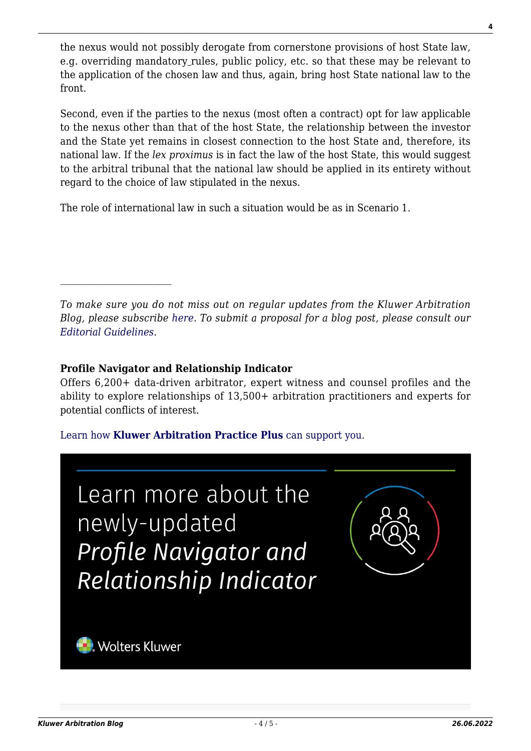the nexus would not possibly derogate from cornerstone provisions of host State law, e.g. overriding mandatory_rules, public policy, etc. so that these may be relevant to the application of the chosen law and thus, again, bring host State national law to the front.

Second, even if the parties to the nexus (most often a contract) opt for law applicable to the nexus other than that of the host State, the relationship between the investor and the State yet remains in closest connection to the host State and, therefore, its national law. If the *lex proximus* is in fact the law of the host State, this would suggest to the arbitral tribunal that the national law should be applied in its entirety without regard to the choice of law stipulated in the nexus.

The role of international law in such a situation would be as in Scenario 1.

---

*To make sure you do not miss out on regular updates from the Kluwer Arbitration Blog, please subscribe here. To submit a proposal for a blog post, please consult our Editorial Guidelines.*

**Profile Navigator and Relationship Indicator**
Offers 6,200+ data-driven arbitrator, expert witness and counsel profiles and the ability to explore relationships of 13,500+ arbitration practitioners and experts for potential conflicts of interest.

Learn how **Kluwer Arbitration Practice Plus** can support you.

Learn more about the newly-updated *Profile Navigator and Relationship Indicator*

Wolters Kluwer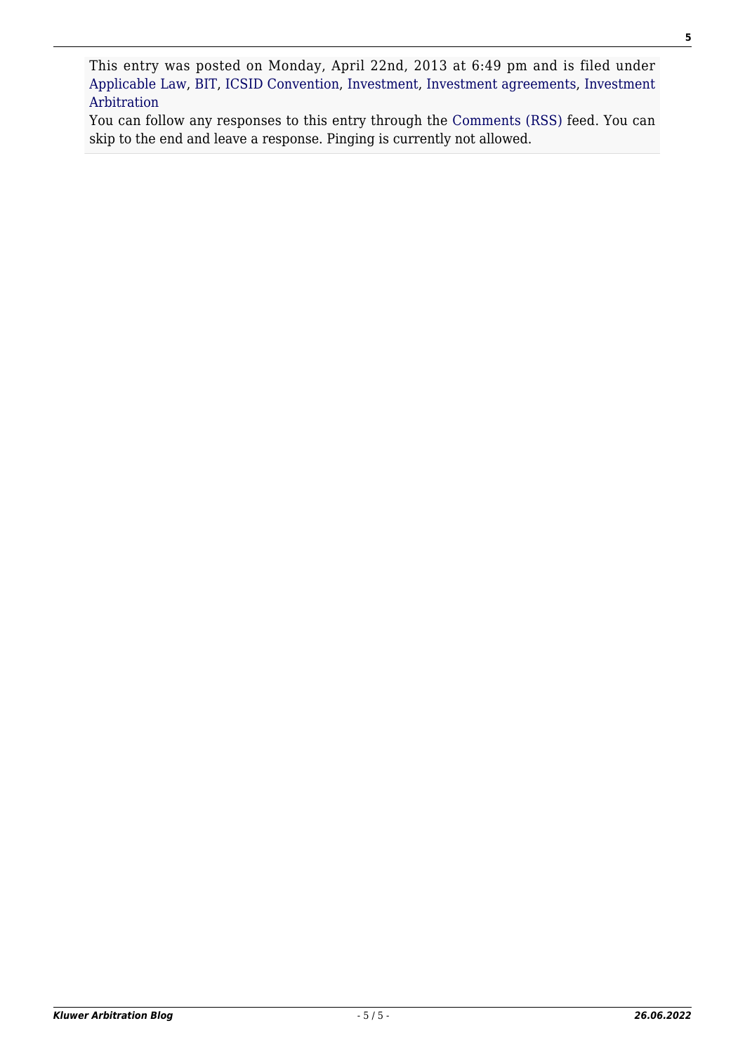This entry was posted on Monday, April 22nd, 2013 at 6:49 pm and is filed under Applicable Law, BIT, ICSID Convention, Investment, Investment agreements, Investment Arbitration

You can follow any responses to this entry through the Comments (RSS) feed. You can skip to the end and leave a response. Pinging is currently not allowed.